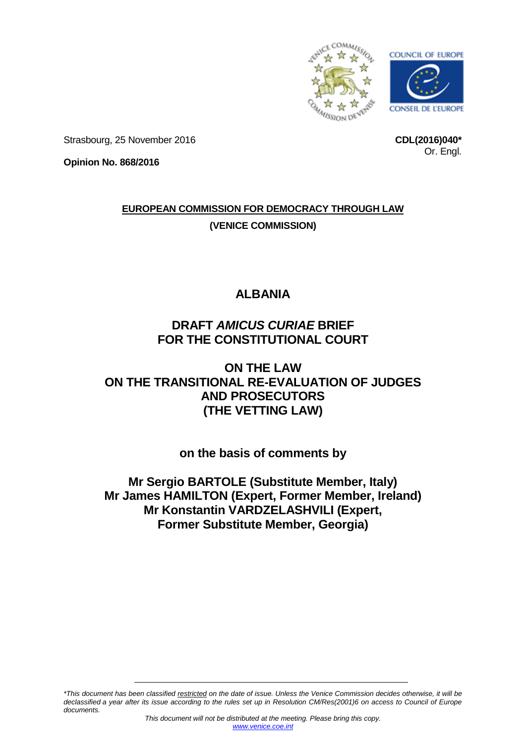Strasbourg, 25 November 2016

**CDL(2016)040***
Or. Engl.

**Opinion No. 868/2016**

**EUROPEAN COMMISSION FOR DEMOCRACY THROUGH LAW**

**(VENICE COMMISSION)**

# ALBANIA

# DRAFT *AMICUS CURIAE* BRIEF FOR THE CONSTITUTIONAL COURT

# ON THE LAW ON THE TRANSITIONAL RE-EVALUATION OF JUDGES AND PROSECUTORS (THE VETTING LAW)

**on the basis of comments by**

**Mr Sergio BARTOLE (Substitute Member, Italy)**
**Mr James HAMILTON (Expert, Former Member, Ireland)**
**Mr Konstantin VARDZELASHVILI (Expert, Former Substitute Member, Georgia)**

*\*This document has been classified restricted on the date of issue. Unless the Venice Commission decides otherwise, it will be declassified a year after its issue according to the rules set up in Resolution CM/Res(2001)6 on access to Council of Europe documents.*

*This document will not be distributed at the meeting. Please bring this copy.*
www.venice.coe.int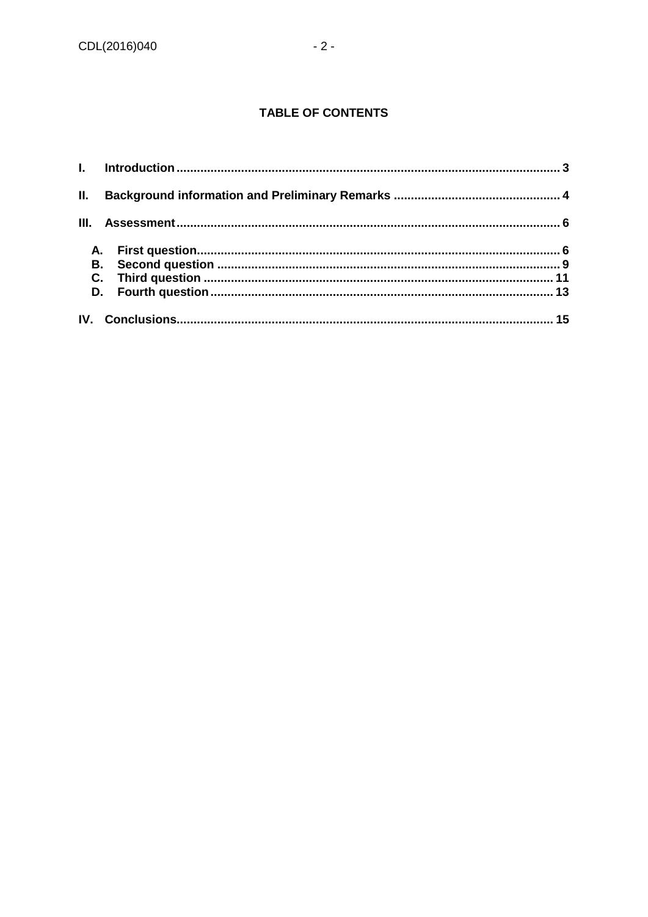## TABLE OF CONTENTS

I. Introduction ........ 3

II. Background information and Preliminary Remarks ........ 4

III. Assessment ........ 6

- A. First question ........ 6
- B. Second question ........ 9
- C. Third question ........ 11
- D. Fourth question ........ 13

IV. Conclusions ........ 15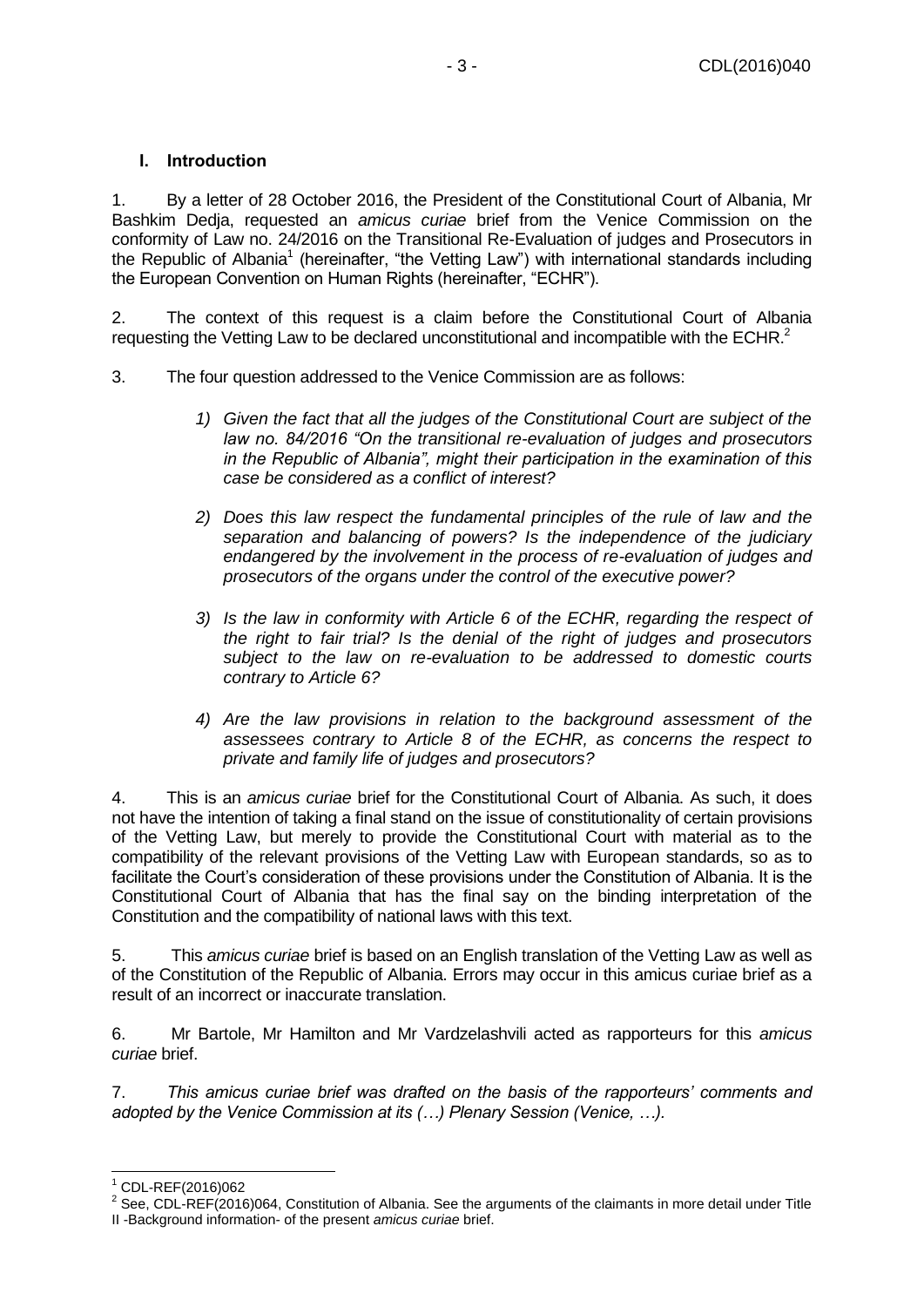## I. Introduction

1. By a letter of 28 October 2016, the President of the Constitutional Court of Albania, Mr Bashkim Dedja, requested an *amicus curiae* brief from the Venice Commission on the conformity of Law no. 24/2016 on the Transitional Re-Evaluation of judges and Prosecutors in the Republic of Albania[1] (hereinafter, "the Vetting Law") with international standards including the European Convention on Human Rights (hereinafter, "ECHR").

2. The context of this request is a claim before the Constitutional Court of Albania requesting the Vetting Law to be declared unconstitutional and incompatible with the ECHR.[2]

3. The four question addressed to the Venice Commission are as follows:

> *1) Given the fact that all the judges of the Constitutional Court are subject of the law no. 84/2016 "On the transitional re-evaluation of judges and prosecutors in the Republic of Albania", might their participation in the examination of this case be considered as a conflict of interest?*
>
> *2) Does this law respect the fundamental principles of the rule of law and the separation and balancing of powers? Is the independence of the judiciary endangered by the involvement in the process of re-evaluation of judges and prosecutors of the organs under the control of the executive power?*
>
> *3) Is the law in conformity with Article 6 of the ECHR, regarding the respect of the right to fair trial? Is the denial of the right of judges and prosecutors subject to the law on re-evaluation to be addressed to domestic courts contrary to Article 6?*
>
> *4) Are the law provisions in relation to the background assessment of the assessees contrary to Article 8 of the ECHR, as concerns the respect to private and family life of judges and prosecutors?*

4. This is an *amicus curiae* brief for the Constitutional Court of Albania. As such, it does not have the intention of taking a final stand on the issue of constitutionality of certain provisions of the Vetting Law, but merely to provide the Constitutional Court with material as to the compatibility of the relevant provisions of the Vetting Law with European standards, so as to facilitate the Court's consideration of these provisions under the Constitution of Albania. It is the Constitutional Court of Albania that has the final say on the binding interpretation of the Constitution and the compatibility of national laws with this text.

5. This *amicus curiae* brief is based on an English translation of the Vetting Law as well as of the Constitution of the Republic of Albania. Errors may occur in this amicus curiae brief as a result of an incorrect or inaccurate translation.

6. Mr Bartole, Mr Hamilton and Mr Vardzelashvili acted as rapporteurs for this *amicus curiae* brief.

7. *This amicus curiae brief was drafted on the basis of the rapporteurs' comments and adopted by the Venice Commission at its (…) Plenary Session (Venice, …).*

---

[1] CDL-REF(2016)062

[2] See, CDL-REF(2016)064, Constitution of Albania. See the arguments of the claimants in more detail under Title II -Background information- of the present *amicus curiae* brief.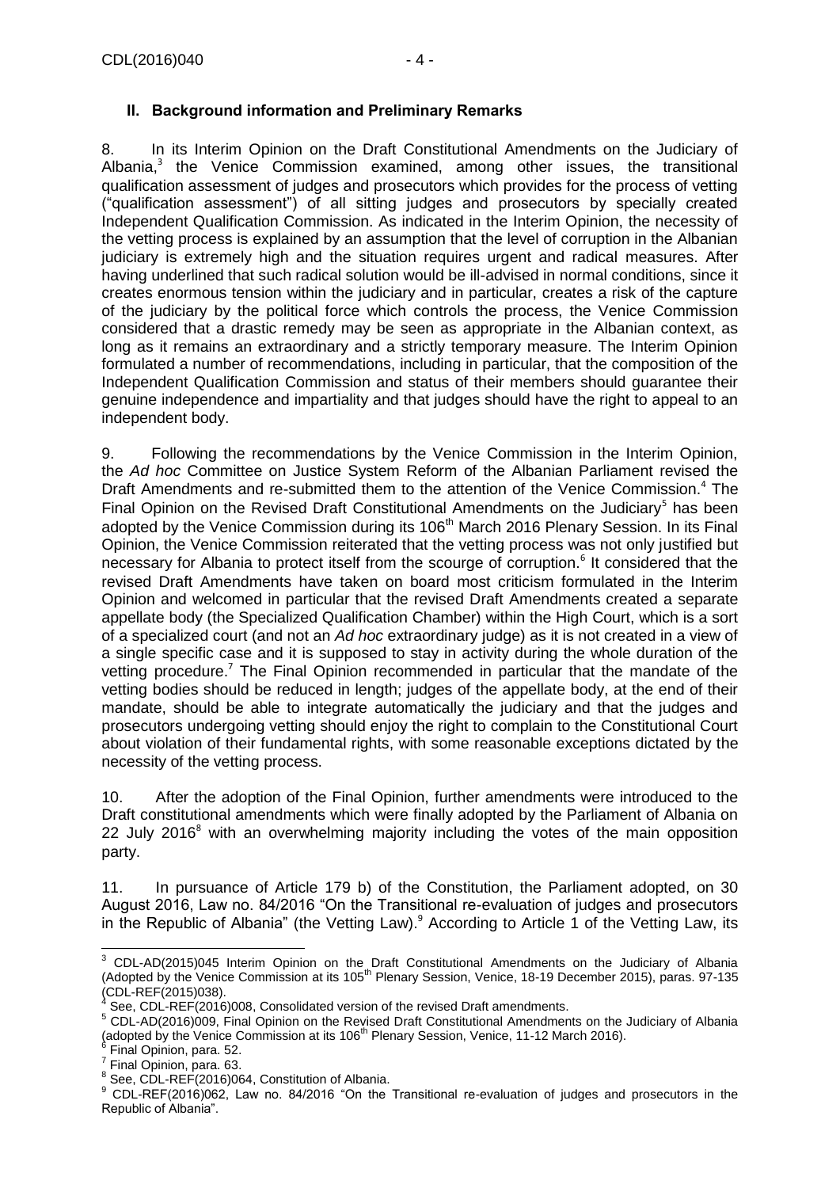## II. Background information and Preliminary Remarks

8. In its Interim Opinion on the Draft Constitutional Amendments on the Judiciary of Albania,[3] the Venice Commission examined, among other issues, the transitional qualification assessment of judges and prosecutors which provides for the process of vetting ("qualification assessment") of all sitting judges and prosecutors by specially created Independent Qualification Commission. As indicated in the Interim Opinion, the necessity of the vetting process is explained by an assumption that the level of corruption in the Albanian judiciary is extremely high and the situation requires urgent and radical measures. After having underlined that such radical solution would be ill-advised in normal conditions, since it creates enormous tension within the judiciary and in particular, creates a risk of the capture of the judiciary by the political force which controls the process, the Venice Commission considered that a drastic remedy may be seen as appropriate in the Albanian context, as long as it remains an extraordinary and a strictly temporary measure. The Interim Opinion formulated a number of recommendations, including in particular, that the composition of the Independent Qualification Commission and status of their members should guarantee their genuine independence and impartiality and that judges should have the right to appeal to an independent body.

9. Following the recommendations by the Venice Commission in the Interim Opinion, the *Ad hoc* Committee on Justice System Reform of the Albanian Parliament revised the Draft Amendments and re-submitted them to the attention of the Venice Commission.[4] The Final Opinion on the Revised Draft Constitutional Amendments on the Judiciary[5] has been adopted by the Venice Commission during its 106th March 2016 Plenary Session. In its Final Opinion, the Venice Commission reiterated that the vetting process was not only justified but necessary for Albania to protect itself from the scourge of corruption.[6] It considered that the revised Draft Amendments have taken on board most criticism formulated in the Interim Opinion and welcomed in particular that the revised Draft Amendments created a separate appellate body (the Specialized Qualification Chamber) within the High Court, which is a sort of a specialized court (and not an *Ad hoc* extraordinary judge) as it is not created in a view of a single specific case and it is supposed to stay in activity during the whole duration of the vetting procedure.[7] The Final Opinion recommended in particular that the mandate of the vetting bodies should be reduced in length; judges of the appellate body, at the end of their mandate, should be able to integrate automatically the judiciary and that the judges and prosecutors undergoing vetting should enjoy the right to complain to the Constitutional Court about violation of their fundamental rights, with some reasonable exceptions dictated by the necessity of the vetting process.

10. After the adoption of the Final Opinion, further amendments were introduced to the Draft constitutional amendments which were finally adopted by the Parliament of Albania on 22 July 2016[8] with an overwhelming majority including the votes of the main opposition party.

11. In pursuance of Article 179 b) of the Constitution, the Parliament adopted, on 30 August 2016, Law no. 84/2016 "On the Transitional re-evaluation of judges and prosecutors in the Republic of Albania" (the Vetting Law).[9] According to Article 1 of the Vetting Law, its

---

[3] CDL-AD(2015)045 Interim Opinion on the Draft Constitutional Amendments on the Judiciary of Albania (Adopted by the Venice Commission at its 105th Plenary Session, Venice, 18-19 December 2015), paras. 97-135 (CDL-REF(2015)038).

[4] See, CDL-REF(2016)008, Consolidated version of the revised Draft amendments.

[5] CDL-AD(2016)009, Final Opinion on the Revised Draft Constitutional Amendments on the Judiciary of Albania (adopted by the Venice Commission at its 106th Plenary Session, Venice, 11-12 March 2016).

[6] Final Opinion, para. 52.

[7] Final Opinion, para. 63.

[8] See, CDL-REF(2016)064, Constitution of Albania.

[9] CDL-REF(2016)062, Law no. 84/2016 "On the Transitional re-evaluation of judges and prosecutors in the Republic of Albania".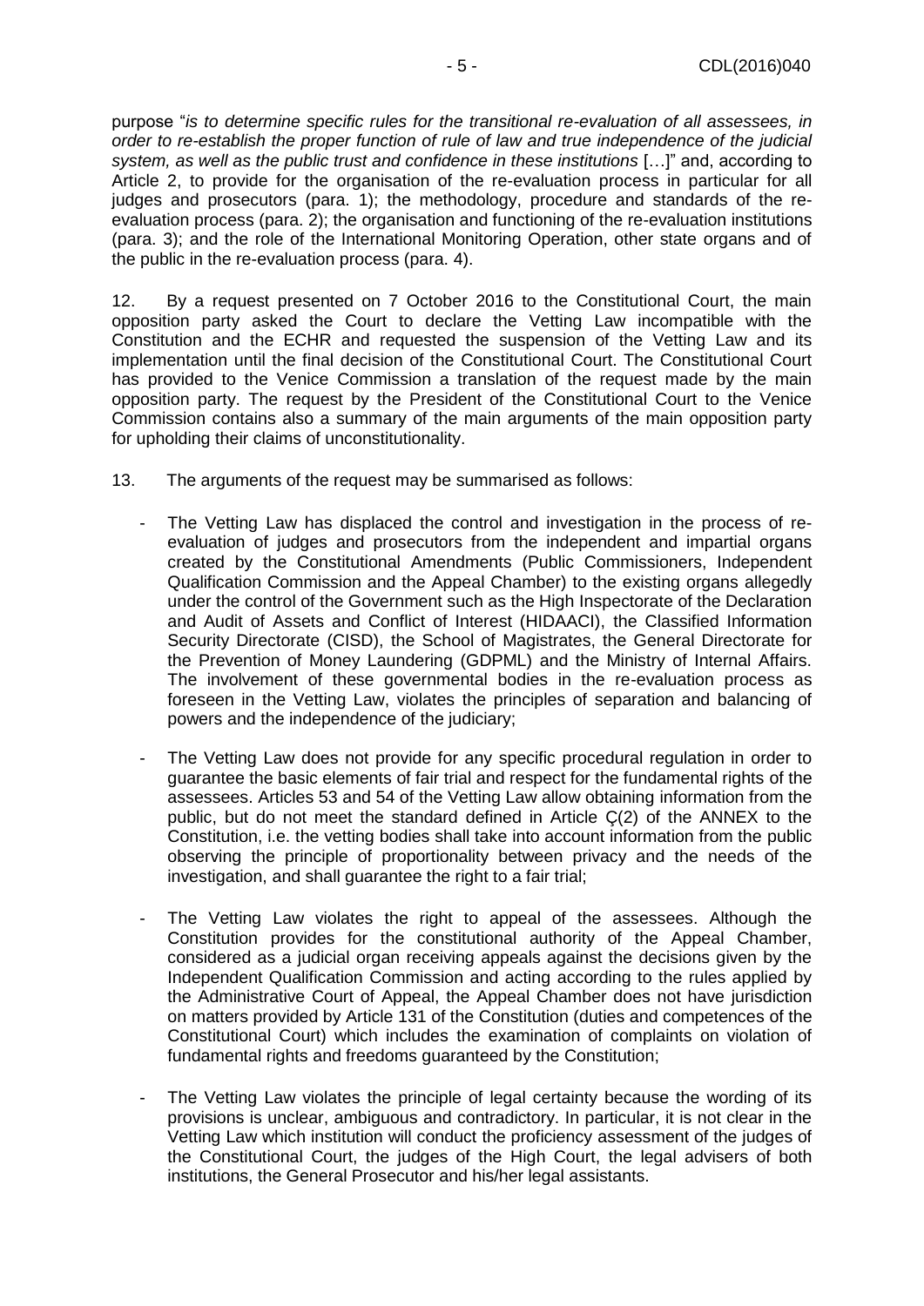purpose "*is to determine specific rules for the transitional re-evaluation of all assessees, in order to re-establish the proper function of rule of law and true independence of the judicial system, as well as the public trust and confidence in these institutions* […]" and, according to Article 2, to provide for the organisation of the re-evaluation process in particular for all judges and prosecutors (para. 1); the methodology, procedure and standards of the re-evaluation process (para. 2); the organisation and functioning of the re-evaluation institutions (para. 3); and the role of the International Monitoring Operation, other state organs and of the public in the re-evaluation process (para. 4).

12. By a request presented on 7 October 2016 to the Constitutional Court, the main opposition party asked the Court to declare the Vetting Law incompatible with the Constitution and the ECHR and requested the suspension of the Vetting Law and its implementation until the final decision of the Constitutional Court. The Constitutional Court has provided to the Venice Commission a translation of the request made by the main opposition party. The request by the President of the Constitutional Court to the Venice Commission contains also a summary of the main arguments of the main opposition party for upholding their claims of unconstitutionality.

13. The arguments of the request may be summarised as follows:

- The Vetting Law has displaced the control and investigation in the process of re-evaluation of judges and prosecutors from the independent and impartial organs created by the Constitutional Amendments (Public Commissioners, Independent Qualification Commission and the Appeal Chamber) to the existing organs allegedly under the control of the Government such as the High Inspectorate of the Declaration and Audit of Assets and Conflict of Interest (HIDAACI), the Classified Information Security Directorate (CISD), the School of Magistrates, the General Directorate for the Prevention of Money Laundering (GDPML) and the Ministry of Internal Affairs. The involvement of these governmental bodies in the re-evaluation process as foreseen in the Vetting Law, violates the principles of separation and balancing of powers and the independence of the judiciary;

- The Vetting Law does not provide for any specific procedural regulation in order to guarantee the basic elements of fair trial and respect for the fundamental rights of the assessees. Articles 53 and 54 of the Vetting Law allow obtaining information from the public, but do not meet the standard defined in Article Ç(2) of the ANNEX to the Constitution, i.e. the vetting bodies shall take into account information from the public observing the principle of proportionality between privacy and the needs of the investigation, and shall guarantee the right to a fair trial;

- The Vetting Law violates the right to appeal of the assessees. Although the Constitution provides for the constitutional authority of the Appeal Chamber, considered as a judicial organ receiving appeals against the decisions given by the Independent Qualification Commission and acting according to the rules applied by the Administrative Court of Appeal, the Appeal Chamber does not have jurisdiction on matters provided by Article 131 of the Constitution (duties and competences of the Constitutional Court) which includes the examination of complaints on violation of fundamental rights and freedoms guaranteed by the Constitution;

- The Vetting Law violates the principle of legal certainty because the wording of its provisions is unclear, ambiguous and contradictory. In particular, it is not clear in the Vetting Law which institution will conduct the proficiency assessment of the judges of the Constitutional Court, the judges of the High Court, the legal advisers of both institutions, the General Prosecutor and his/her legal assistants.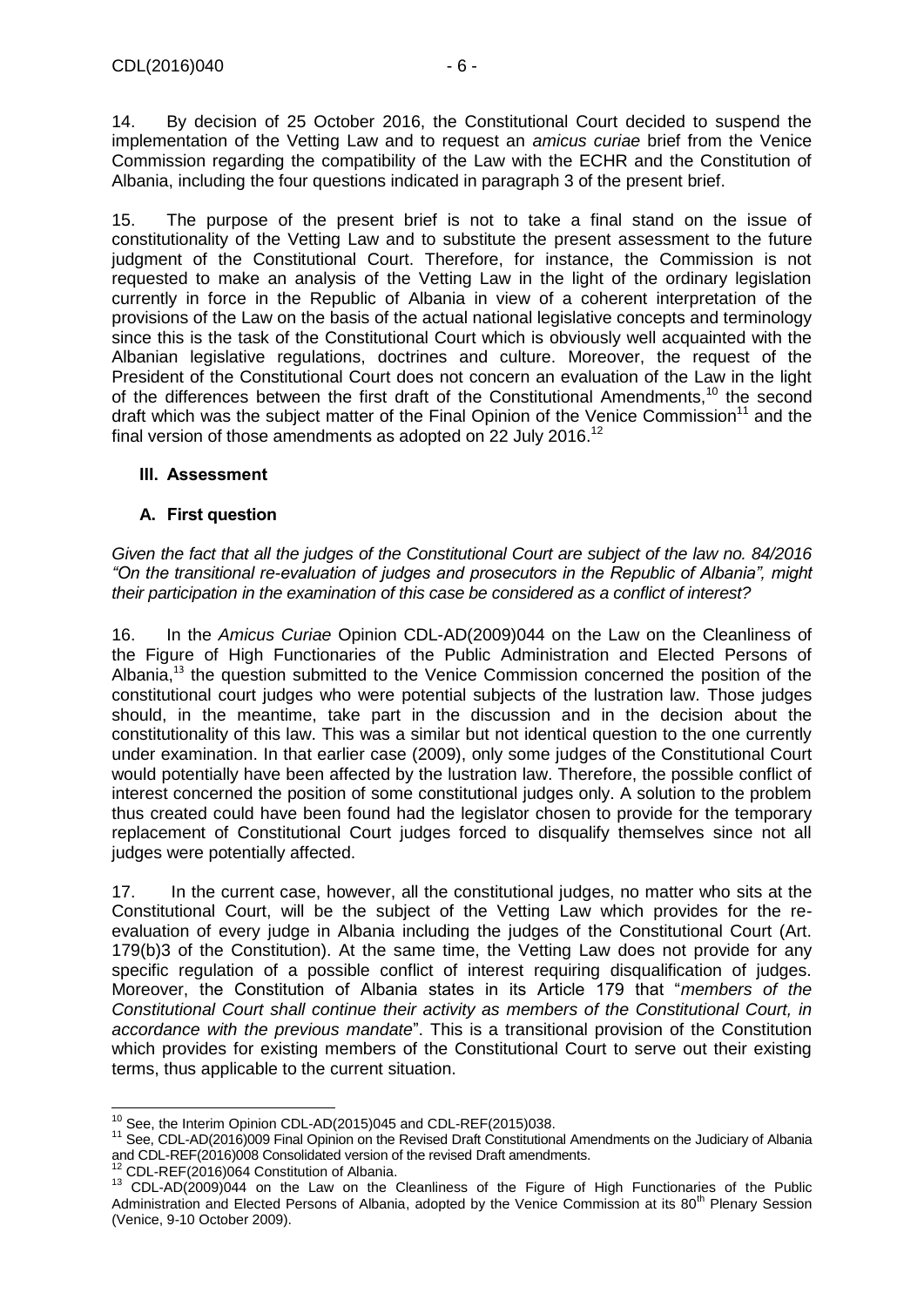14. By decision of 25 October 2016, the Constitutional Court decided to suspend the implementation of the Vetting Law and to request an *amicus curiae* brief from the Venice Commission regarding the compatibility of the Law with the ECHR and the Constitution of Albania, including the four questions indicated in paragraph 3 of the present brief.

15. The purpose of the present brief is not to take a final stand on the issue of constitutionality of the Vetting Law and to substitute the present assessment to the future judgment of the Constitutional Court. Therefore, for instance, the Commission is not requested to make an analysis of the Vetting Law in the light of the ordinary legislation currently in force in the Republic of Albania in view of a coherent interpretation of the provisions of the Law on the basis of the actual national legislative concepts and terminology since this is the task of the Constitutional Court which is obviously well acquainted with the Albanian legislative regulations, doctrines and culture. Moreover, the request of the President of the Constitutional Court does not concern an evaluation of the Law in the light of the differences between the first draft of the Constitutional Amendments,[10] the second draft which was the subject matter of the Final Opinion of the Venice Commission[11] and the final version of those amendments as adopted on 22 July 2016.[12]

## III. Assessment

### A. First question

*Given the fact that all the judges of the Constitutional Court are subject of the law no. 84/2016 "On the transitional re-evaluation of judges and prosecutors in the Republic of Albania", might their participation in the examination of this case be considered as a conflict of interest?*

16. In the *Amicus Curiae* Opinion CDL-AD(2009)044 on the Law on the Cleanliness of the Figure of High Functionaries of the Public Administration and Elected Persons of Albania,[13] the question submitted to the Venice Commission concerned the position of the constitutional court judges who were potential subjects of the lustration law. Those judges should, in the meantime, take part in the discussion and in the decision about the constitutionality of this law. This was a similar but not identical question to the one currently under examination. In that earlier case (2009), only some judges of the Constitutional Court would potentially have been affected by the lustration law. Therefore, the possible conflict of interest concerned the position of some constitutional judges only. A solution to the problem thus created could have been found had the legislator chosen to provide for the temporary replacement of Constitutional Court judges forced to disqualify themselves since not all judges were potentially affected.

17. In the current case, however, all the constitutional judges, no matter who sits at the Constitutional Court, will be the subject of the Vetting Law which provides for the re-evaluation of every judge in Albania including the judges of the Constitutional Court (Art. 179(b)3 of the Constitution). At the same time, the Vetting Law does not provide for any specific regulation of a possible conflict of interest requiring disqualification of judges. Moreover, the Constitution of Albania states in its Article 179 that "*members of the Constitutional Court shall continue their activity as members of the Constitutional Court, in accordance with the previous mandate*". This is a transitional provision of the Constitution which provides for existing members of the Constitutional Court to serve out their existing terms, thus applicable to the current situation.

---

[10] See, the Interim Opinion CDL-AD(2015)045 and CDL-REF(2015)038.

[11] See, CDL-AD(2016)009 Final Opinion on the Revised Draft Constitutional Amendments on the Judiciary of Albania and CDL-REF(2016)008 Consolidated version of the revised Draft amendments.

[12] CDL-REF(2016)064 Constitution of Albania.

[13] CDL-AD(2009)044 on the Law on the Cleanliness of the Figure of High Functionaries of the Public Administration and Elected Persons of Albania, adopted by the Venice Commission at its 80th Plenary Session (Venice, 9-10 October 2009).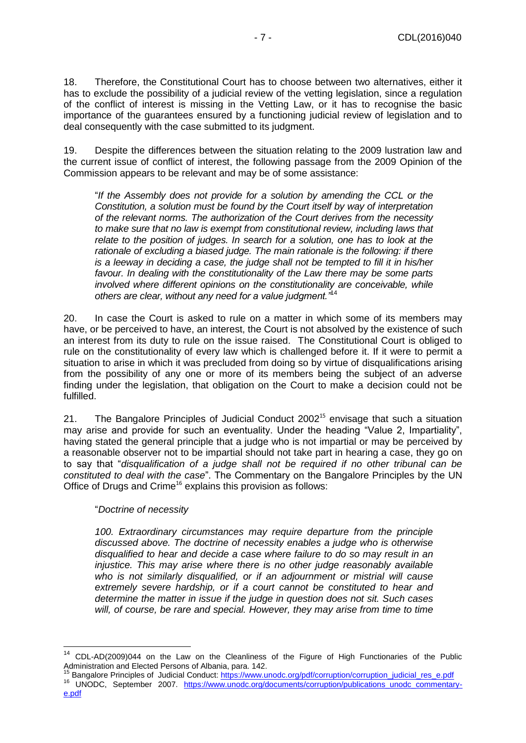18. Therefore, the Constitutional Court has to choose between two alternatives, either it has to exclude the possibility of a judicial review of the vetting legislation, since a regulation of the conflict of interest is missing in the Vetting Law, or it has to recognise the basic importance of the guarantees ensured by a functioning judicial review of legislation and to deal consequently with the case submitted to its judgment.

19. Despite the differences between the situation relating to the 2009 lustration law and the current issue of conflict of interest, the following passage from the 2009 Opinion of the Commission appears to be relevant and may be of some assistance:

> "*If the Assembly does not provide for a solution by amending the CCL or the Constitution, a solution must be found by the Court itself by way of interpretation of the relevant norms. The authorization of the Court derives from the necessity to make sure that no law is exempt from constitutional review, including laws that relate to the position of judges. In search for a solution, one has to look at the rationale of excluding a biased judge. The main rationale is the following: if there is a leeway in deciding a case, the judge shall not be tempted to fill it in his/her favour. In dealing with the constitutionality of the Law there may be some parts involved where different opinions on the constitutionality are conceivable, while others are clear, without any need for a value judgment.*"[14]

20. In case the Court is asked to rule on a matter in which some of its members may have, or be perceived to have, an interest, the Court is not absolved by the existence of such an interest from its duty to rule on the issue raised. The Constitutional Court is obliged to rule on the constitutionality of every law which is challenged before it. If it were to permit a situation to arise in which it was precluded from doing so by virtue of disqualifications arising from the possibility of any one or more of its members being the subject of an adverse finding under the legislation, that obligation on the Court to make a decision could not be fulfilled.

21. The Bangalore Principles of Judicial Conduct 2002[15] envisage that such a situation may arise and provide for such an eventuality. Under the heading "Value 2, Impartiality", having stated the general principle that a judge who is not impartial or may be perceived by a reasonable observer not to be impartial should not take part in hearing a case, they go on to say that "*disqualification of a judge shall not be required if no other tribunal can be constituted to deal with the case*". The Commentary on the Bangalore Principles by the UN Office of Drugs and Crime[16] explains this provision as follows:

> "*Doctrine of necessity*
>
> *100. Extraordinary circumstances may require departure from the principle discussed above. The doctrine of necessity enables a judge who is otherwise disqualified to hear and decide a case where failure to do so may result in an injustice. This may arise where there is no other judge reasonably available who is not similarly disqualified, or if an adjournment or mistrial will cause extremely severe hardship, or if a court cannot be constituted to hear and determine the matter in issue if the judge in question does not sit. Such cases will, of course, be rare and special. However, they may arise from time to time*

---

[14] CDL-AD(2009)044 on the Law on the Cleanliness of the Figure of High Functionaries of the Public Administration and Elected Persons of Albania, para. 142.

[15] Bangalore Principles of Judicial Conduct: https://www.unodc.org/pdf/corruption/corruption_judicial_res_e.pdf

[16] UNODC, September 2007. https://www.unodc.org/documents/corruption/publications_unodc_commentary-e.pdf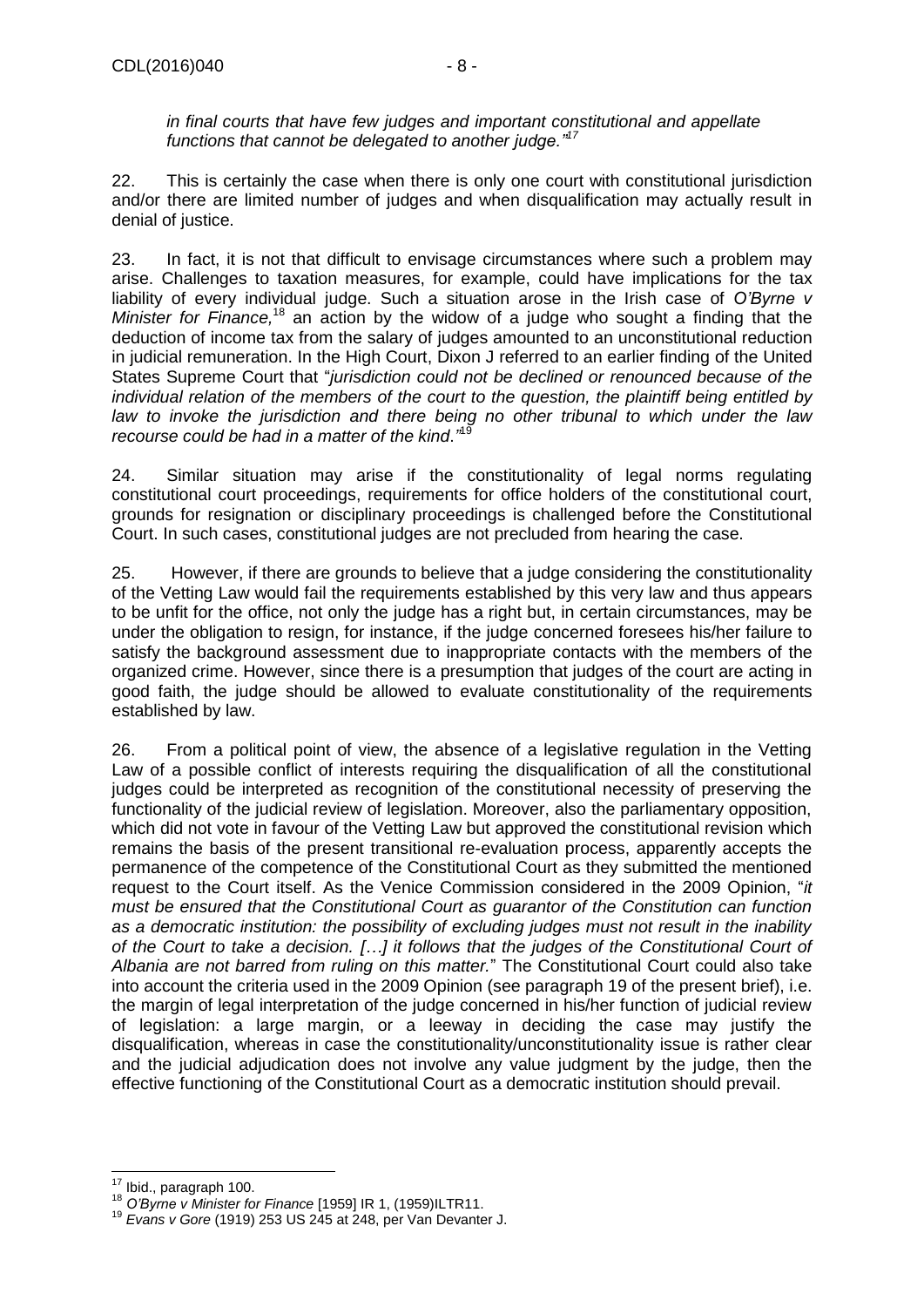*in final courts that have few judges and important constitutional and appellate functions that cannot be delegated to another judge."*[17]

22. This is certainly the case when there is only one court with constitutional jurisdiction and/or there are limited number of judges and when disqualification may actually result in denial of justice.

23. In fact, it is not that difficult to envisage circumstances where such a problem may arise. Challenges to taxation measures, for example, could have implications for the tax liability of every individual judge. Such a situation arose in the Irish case of *O'Byrne v Minister for Finance,*[18] an action by the widow of a judge who sought a finding that the deduction of income tax from the salary of judges amounted to an unconstitutional reduction in judicial remuneration. In the High Court, Dixon J referred to an earlier finding of the United States Supreme Court that "*jurisdiction could not be declined or renounced because of the individual relation of the members of the court to the question, the plaintiff being entitled by law to invoke the jurisdiction and there being no other tribunal to which under the law recourse could be had in a matter of the kind*."[19]

24. Similar situation may arise if the constitutionality of legal norms regulating constitutional court proceedings, requirements for office holders of the constitutional court, grounds for resignation or disciplinary proceedings is challenged before the Constitutional Court. In such cases, constitutional judges are not precluded from hearing the case.

25. However, if there are grounds to believe that a judge considering the constitutionality of the Vetting Law would fail the requirements established by this very law and thus appears to be unfit for the office, not only the judge has a right but, in certain circumstances, may be under the obligation to resign, for instance, if the judge concerned foresees his/her failure to satisfy the background assessment due to inappropriate contacts with the members of the organized crime. However, since there is a presumption that judges of the court are acting in good faith, the judge should be allowed to evaluate constitutionality of the requirements established by law.

26. From a political point of view, the absence of a legislative regulation in the Vetting Law of a possible conflict of interests requiring the disqualification of all the constitutional judges could be interpreted as recognition of the constitutional necessity of preserving the functionality of the judicial review of legislation. Moreover, also the parliamentary opposition, which did not vote in favour of the Vetting Law but approved the constitutional revision which remains the basis of the present transitional re-evaluation process, apparently accepts the permanence of the competence of the Constitutional Court as they submitted the mentioned request to the Court itself. As the Venice Commission considered in the 2009 Opinion, "*it must be ensured that the Constitutional Court as guarantor of the Constitution can function as a democratic institution: the possibility of excluding judges must not result in the inability of the Court to take a decision. […] it follows that the judges of the Constitutional Court of Albania are not barred from ruling on this matter.*" The Constitutional Court could also take into account the criteria used in the 2009 Opinion (see paragraph 19 of the present brief), i.e. the margin of legal interpretation of the judge concerned in his/her function of judicial review of legislation: a large margin, or a leeway in deciding the case may justify the disqualification, whereas in case the constitutionality/unconstitutionality issue is rather clear and the judicial adjudication does not involve any value judgment by the judge, then the effective functioning of the Constitutional Court as a democratic institution should prevail.

---

[17] Ibid., paragraph 100.

[18] *O'Byrne v Minister for Finance* [1959] IR 1, (1959)ILTR11.

[19] *Evans v Gore* (1919) 253 US 245 at 248, per Van Devanter J.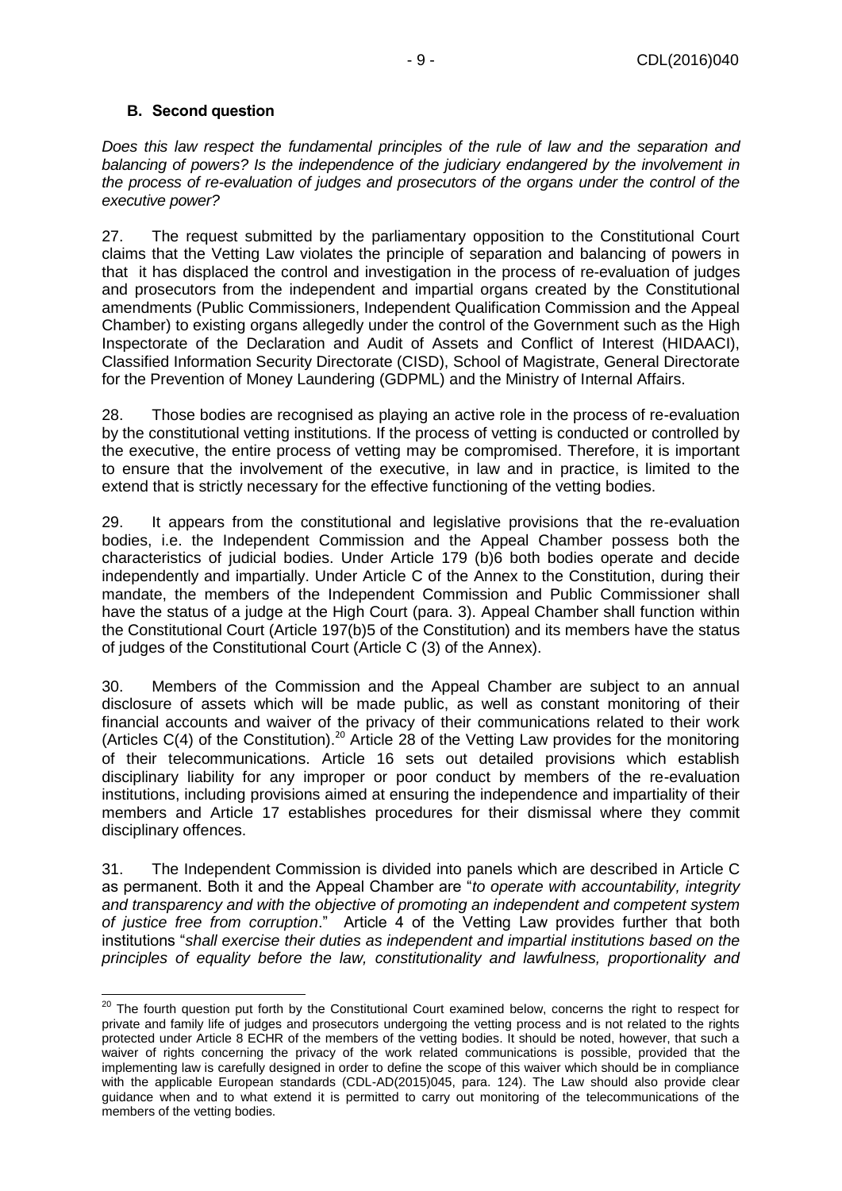### B. Second question

*Does this law respect the fundamental principles of the rule of law and the separation and balancing of powers? Is the independence of the judiciary endangered by the involvement in the process of re-evaluation of judges and prosecutors of the organs under the control of the executive power?*

27. The request submitted by the parliamentary opposition to the Constitutional Court claims that the Vetting Law violates the principle of separation and balancing of powers in that it has displaced the control and investigation in the process of re-evaluation of judges and prosecutors from the independent and impartial organs created by the Constitutional amendments (Public Commissioners, Independent Qualification Commission and the Appeal Chamber) to existing organs allegedly under the control of the Government such as the High Inspectorate of the Declaration and Audit of Assets and Conflict of Interest (HIDAACI), Classified Information Security Directorate (CISD), School of Magistrate, General Directorate for the Prevention of Money Laundering (GDPML) and the Ministry of Internal Affairs.

28. Those bodies are recognised as playing an active role in the process of re-evaluation by the constitutional vetting institutions. If the process of vetting is conducted or controlled by the executive, the entire process of vetting may be compromised. Therefore, it is important to ensure that the involvement of the executive, in law and in practice, is limited to the extend that is strictly necessary for the effective functioning of the vetting bodies.

29. It appears from the constitutional and legislative provisions that the re-evaluation bodies, i.e. the Independent Commission and the Appeal Chamber possess both the characteristics of judicial bodies. Under Article 179 (b)6 both bodies operate and decide independently and impartially. Under Article C of the Annex to the Constitution, during their mandate, the members of the Independent Commission and Public Commissioner shall have the status of a judge at the High Court (para. 3). Appeal Chamber shall function within the Constitutional Court (Article 197(b)5 of the Constitution) and its members have the status of judges of the Constitutional Court (Article C (3) of the Annex).

30. Members of the Commission and the Appeal Chamber are subject to an annual disclosure of assets which will be made public, as well as constant monitoring of their financial accounts and waiver of the privacy of their communications related to their work (Articles C(4) of the Constitution).[20] Article 28 of the Vetting Law provides for the monitoring of their telecommunications. Article 16 sets out detailed provisions which establish disciplinary liability for any improper or poor conduct by members of the re-evaluation institutions, including provisions aimed at ensuring the independence and impartiality of their members and Article 17 establishes procedures for their dismissal where they commit disciplinary offences.

31. The Independent Commission is divided into panels which are described in Article C as permanent. Both it and the Appeal Chamber are "*to operate with accountability, integrity and transparency and with the objective of promoting an independent and competent system of justice free from corruption*." Article 4 of the Vetting Law provides further that both institutions "*shall exercise their duties as independent and impartial institutions based on the principles of equality before the law, constitutionality and lawfulness, proportionality and*

---

[20] The fourth question put forth by the Constitutional Court examined below, concerns the right to respect for private and family life of judges and prosecutors undergoing the vetting process and is not related to the rights protected under Article 8 ECHR of the members of the vetting bodies. It should be noted, however, that such a waiver of rights concerning the privacy of the work related communications is possible, provided that the implementing law is carefully designed in order to define the scope of this waiver which should be in compliance with the applicable European standards (CDL-AD(2015)045, para. 124). The Law should also provide clear guidance when and to what extend it is permitted to carry out monitoring of the telecommunications of the members of the vetting bodies.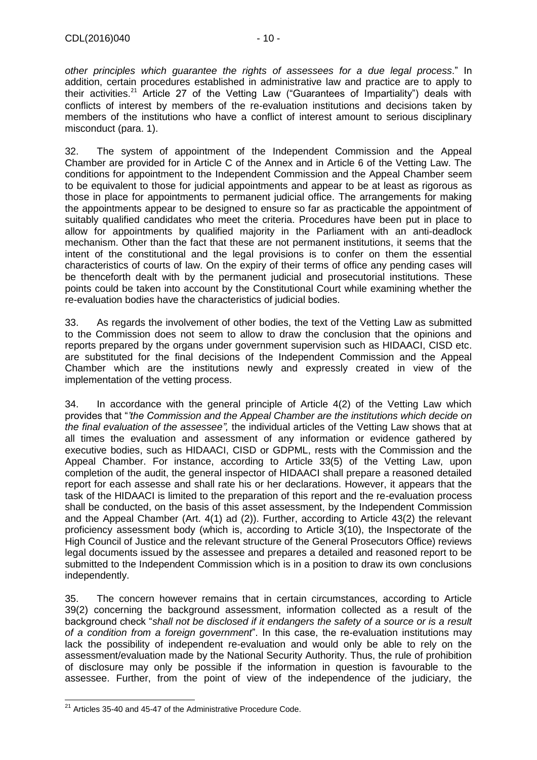*other principles which guarantee the rights of assessees for a due legal process*." In addition, certain procedures established in administrative law and practice are to apply to their activities.[21] Article 27 of the Vetting Law ("Guarantees of Impartiality") deals with conflicts of interest by members of the re-evaluation institutions and decisions taken by members of the institutions who have a conflict of interest amount to serious disciplinary misconduct (para. 1).

32. The system of appointment of the Independent Commission and the Appeal Chamber are provided for in Article C of the Annex and in Article 6 of the Vetting Law. The conditions for appointment to the Independent Commission and the Appeal Chamber seem to be equivalent to those for judicial appointments and appear to be at least as rigorous as those in place for appointments to permanent judicial office. The arrangements for making the appointments appear to be designed to ensure so far as practicable the appointment of suitably qualified candidates who meet the criteria. Procedures have been put in place to allow for appointments by qualified majority in the Parliament with an anti-deadlock mechanism. Other than the fact that these are not permanent institutions, it seems that the intent of the constitutional and the legal provisions is to confer on them the essential characteristics of courts of law. On the expiry of their terms of office any pending cases will be thenceforth dealt with by the permanent judicial and prosecutorial institutions. These points could be taken into account by the Constitutional Court while examining whether the re-evaluation bodies have the characteristics of judicial bodies.

33. As regards the involvement of other bodies, the text of the Vetting Law as submitted to the Commission does not seem to allow to draw the conclusion that the opinions and reports prepared by the organs under government supervision such as HIDAACI, CISD etc. are substituted for the final decisions of the Independent Commission and the Appeal Chamber which are the institutions newly and expressly created in view of the implementation of the vetting process.

34. In accordance with the general principle of Article 4(2) of the Vetting Law which provides that "*'the Commission and the Appeal Chamber are the institutions which decide on the final evaluation of the assessee",* the individual articles of the Vetting Law shows that at all times the evaluation and assessment of any information or evidence gathered by executive bodies, such as HIDAACI, CISD or GDPML, rests with the Commission and the Appeal Chamber. For instance, according to Article 33(5) of the Vetting Law, upon completion of the audit, the general inspector of HIDAACI shall prepare a reasoned detailed report for each assesse and shall rate his or her declarations. However, it appears that the task of the HIDAACI is limited to the preparation of this report and the re-evaluation process shall be conducted, on the basis of this asset assessment, by the Independent Commission and the Appeal Chamber (Art. 4(1) ad (2)). Further, according to Article 43(2) the relevant proficiency assessment body (which is, according to Article 3(10), the Inspectorate of the High Council of Justice and the relevant structure of the General Prosecutors Office) reviews legal documents issued by the assessee and prepares a detailed and reasoned report to be submitted to the Independent Commission which is in a position to draw its own conclusions independently.

35. The concern however remains that in certain circumstances, according to Article 39(2) concerning the background assessment, information collected as a result of the background check "*shall not be disclosed if it endangers the safety of a source or is a result of a condition from a foreign government*". In this case, the re-evaluation institutions may lack the possibility of independent re-evaluation and would only be able to rely on the assessment/evaluation made by the National Security Authority. Thus, the rule of prohibition of disclosure may only be possible if the information in question is favourable to the assessee. Further, from the point of view of the independence of the judiciary, the

[21] Articles 35-40 and 45-47 of the Administrative Procedure Code.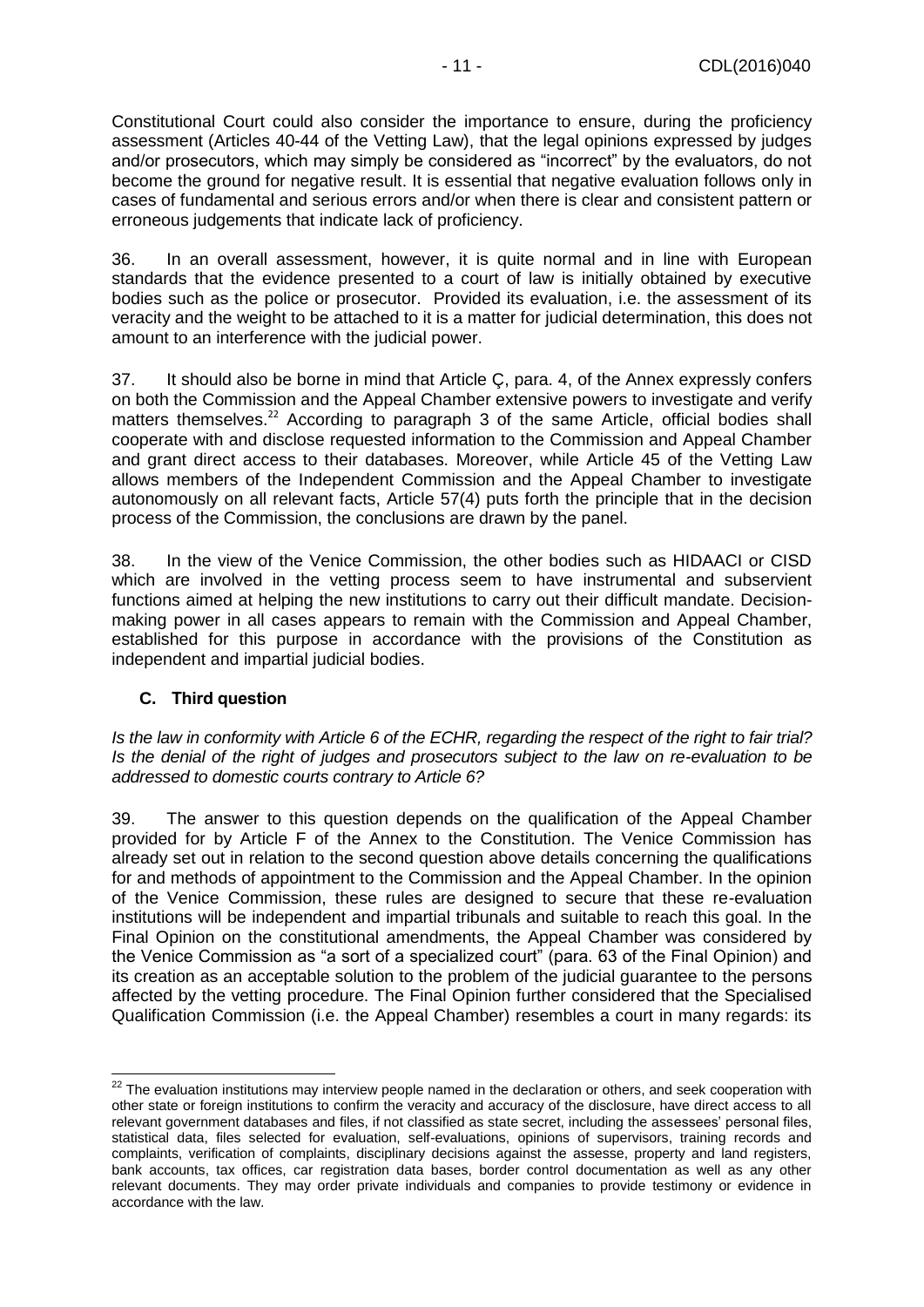Constitutional Court could also consider the importance to ensure, during the proficiency assessment (Articles 40-44 of the Vetting Law), that the legal opinions expressed by judges and/or prosecutors, which may simply be considered as "incorrect" by the evaluators, do not become the ground for negative result. It is essential that negative evaluation follows only in cases of fundamental and serious errors and/or when there is clear and consistent pattern or erroneous judgements that indicate lack of proficiency.

36. In an overall assessment, however, it is quite normal and in line with European standards that the evidence presented to a court of law is initially obtained by executive bodies such as the police or prosecutor. Provided its evaluation, i.e. the assessment of its veracity and the weight to be attached to it is a matter for judicial determination, this does not amount to an interference with the judicial power.

37. It should also be borne in mind that Article Ç, para. 4, of the Annex expressly confers on both the Commission and the Appeal Chamber extensive powers to investigate and verify matters themselves.[22] According to paragraph 3 of the same Article, official bodies shall cooperate with and disclose requested information to the Commission and Appeal Chamber and grant direct access to their databases. Moreover, while Article 45 of the Vetting Law allows members of the Independent Commission and the Appeal Chamber to investigate autonomously on all relevant facts, Article 57(4) puts forth the principle that in the decision process of the Commission, the conclusions are drawn by the panel.

38. In the view of the Venice Commission, the other bodies such as HIDAACI or CISD which are involved in the vetting process seem to have instrumental and subservient functions aimed at helping the new institutions to carry out their difficult mandate. Decision-making power in all cases appears to remain with the Commission and Appeal Chamber, established for this purpose in accordance with the provisions of the Constitution as independent and impartial judicial bodies.

### C. Third question

*Is the law in conformity with Article 6 of the ECHR, regarding the respect of the right to fair trial? Is the denial of the right of judges and prosecutors subject to the law on re-evaluation to be addressed to domestic courts contrary to Article 6?*

39. The answer to this question depends on the qualification of the Appeal Chamber provided for by Article F of the Annex to the Constitution. The Venice Commission has already set out in relation to the second question above details concerning the qualifications for and methods of appointment to the Commission and the Appeal Chamber. In the opinion of the Venice Commission, these rules are designed to secure that these re-evaluation institutions will be independent and impartial tribunals and suitable to reach this goal. In the Final Opinion on the constitutional amendments, the Appeal Chamber was considered by the Venice Commission as "a sort of a specialized court" (para. 63 of the Final Opinion) and its creation as an acceptable solution to the problem of the judicial guarantee to the persons affected by the vetting procedure. The Final Opinion further considered that the Specialised Qualification Commission (i.e. the Appeal Chamber) resembles a court in many regards: its

---

[22] The evaluation institutions may interview people named in the declaration or others, and seek cooperation with other state or foreign institutions to confirm the veracity and accuracy of the disclosure, have direct access to all relevant government databases and files, if not classified as state secret, including the assessees' personal files, statistical data, files selected for evaluation, self-evaluations, opinions of supervisors, training records and complaints, verification of complaints, disciplinary decisions against the assesse, property and land registers, bank accounts, tax offices, car registration data bases, border control documentation as well as any other relevant documents. They may order private individuals and companies to provide testimony or evidence in accordance with the law.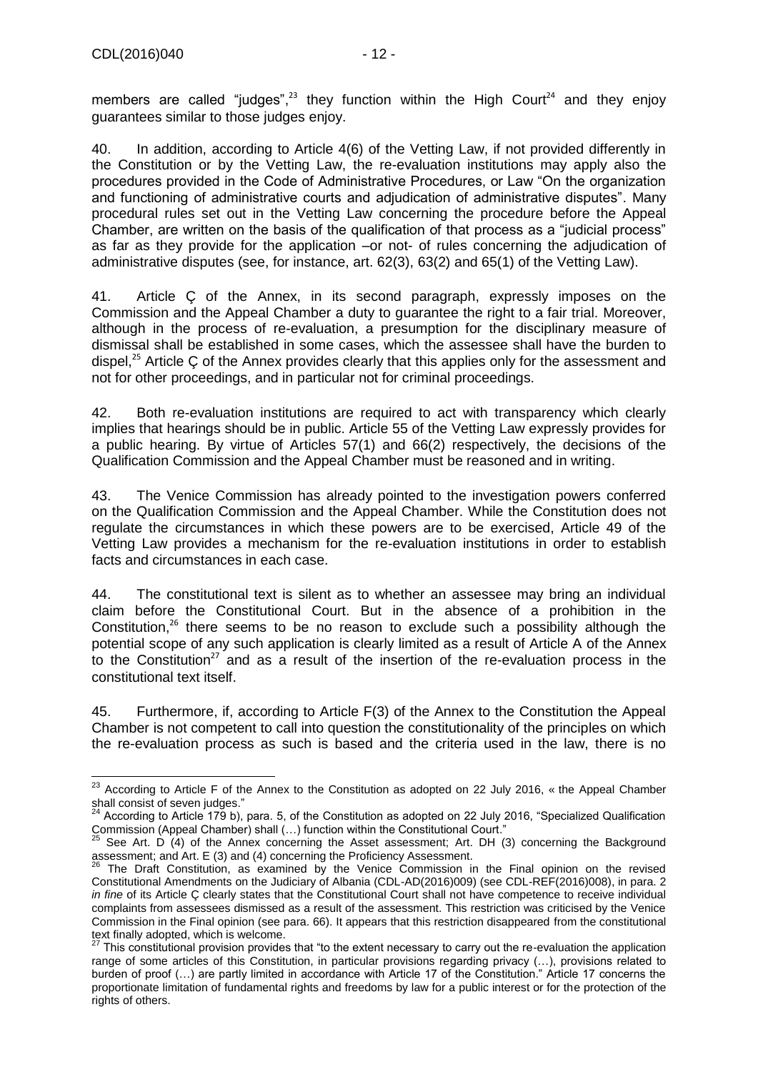members are called "judges",[23] they function within the High Court[24] and they enjoy guarantees similar to those judges enjoy.

40. In addition, according to Article 4(6) of the Vetting Law, if not provided differently in the Constitution or by the Vetting Law, the re-evaluation institutions may apply also the procedures provided in the Code of Administrative Procedures, or Law "On the organization and functioning of administrative courts and adjudication of administrative disputes". Many procedural rules set out in the Vetting Law concerning the procedure before the Appeal Chamber, are written on the basis of the qualification of that process as a "judicial process" as far as they provide for the application –or not- of rules concerning the adjudication of administrative disputes (see, for instance, art. 62(3), 63(2) and 65(1) of the Vetting Law).

41. Article Ç of the Annex, in its second paragraph, expressly imposes on the Commission and the Appeal Chamber a duty to guarantee the right to a fair trial. Moreover, although in the process of re-evaluation, a presumption for the disciplinary measure of dismissal shall be established in some cases, which the assessee shall have the burden to dispel,[25] Article Ç of the Annex provides clearly that this applies only for the assessment and not for other proceedings, and in particular not for criminal proceedings.

42. Both re-evaluation institutions are required to act with transparency which clearly implies that hearings should be in public. Article 55 of the Vetting Law expressly provides for a public hearing. By virtue of Articles 57(1) and 66(2) respectively, the decisions of the Qualification Commission and the Appeal Chamber must be reasoned and in writing.

43. The Venice Commission has already pointed to the investigation powers conferred on the Qualification Commission and the Appeal Chamber. While the Constitution does not regulate the circumstances in which these powers are to be exercised, Article 49 of the Vetting Law provides a mechanism for the re-evaluation institutions in order to establish facts and circumstances in each case.

44. The constitutional text is silent as to whether an assessee may bring an individual claim before the Constitutional Court. But in the absence of a prohibition in the Constitution,[26] there seems to be no reason to exclude such a possibility although the potential scope of any such application is clearly limited as a result of Article A of the Annex to the Constitution[27] and as a result of the insertion of the re-evaluation process in the constitutional text itself.

45. Furthermore, if, according to Article F(3) of the Annex to the Constitution the Appeal Chamber is not competent to call into question the constitutionality of the principles on which the re-evaluation process as such is based and the criteria used in the law, there is no

---

[23] According to Article F of the Annex to the Constitution as adopted on 22 July 2016, « the Appeal Chamber shall consist of seven judges."

[24] According to Article 179 b), para. 5, of the Constitution as adopted on 22 July 2016, "Specialized Qualification Commission (Appeal Chamber) shall (…) function within the Constitutional Court."

[25] See Art. D (4) of the Annex concerning the Asset assessment; Art. DH (3) concerning the Background assessment; and Art. E (3) and (4) concerning the Proficiency Assessment.

[26] The Draft Constitution, as examined by the Venice Commission in the Final opinion on the revised Constitutional Amendments on the Judiciary of Albania (CDL-AD(2016)009) (see CDL-REF(2016)008), in para. 2 *in fine* of its Article Ç clearly states that the Constitutional Court shall not have competence to receive individual complaints from assessees dismissed as a result of the assessment. This restriction was criticised by the Venice Commission in the Final opinion (see para. 66). It appears that this restriction disappeared from the constitutional text finally adopted, which is welcome.

[27] This constitutional provision provides that "to the extent necessary to carry out the re-evaluation the application range of some articles of this Constitution, in particular provisions regarding privacy (…), provisions related to burden of proof (…) are partly limited in accordance with Article 17 of the Constitution." Article 17 concerns the proportionate limitation of fundamental rights and freedoms by law for a public interest or for the protection of the rights of others.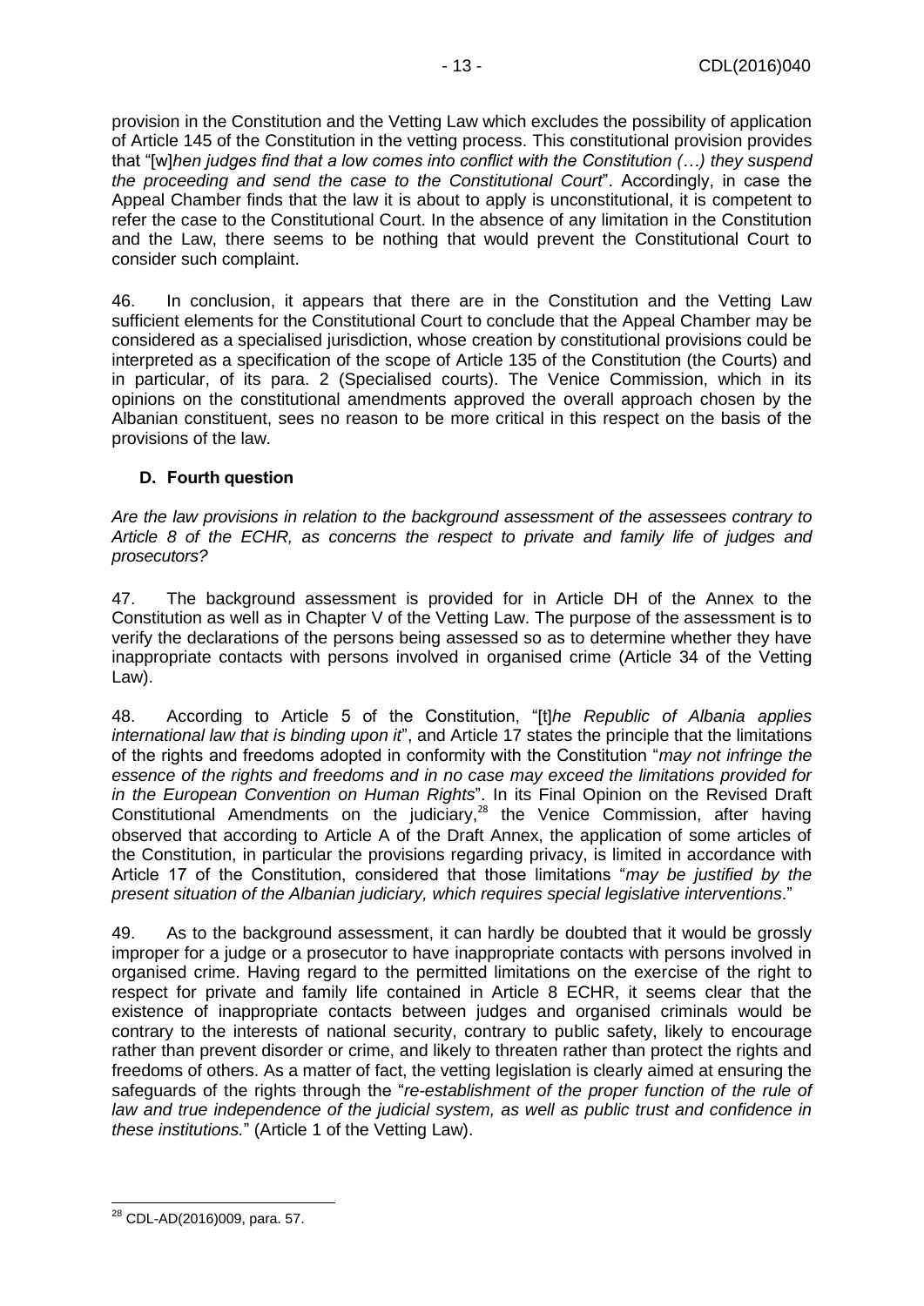provision in the Constitution and the Vetting Law which excludes the possibility of application of Article 145 of the Constitution in the vetting process. This constitutional provision provides that "[w]*hen judges find that a low comes into conflict with the Constitution (…) they suspend the proceeding and send the case to the Constitutional Court*". Accordingly, in case the Appeal Chamber finds that the law it is about to apply is unconstitutional, it is competent to refer the case to the Constitutional Court. In the absence of any limitation in the Constitution and the Law, there seems to be nothing that would prevent the Constitutional Court to consider such complaint.

46. In conclusion, it appears that there are in the Constitution and the Vetting Law sufficient elements for the Constitutional Court to conclude that the Appeal Chamber may be considered as a specialised jurisdiction, whose creation by constitutional provisions could be interpreted as a specification of the scope of Article 135 of the Constitution (the Courts) and in particular, of its para. 2 (Specialised courts). The Venice Commission, which in its opinions on the constitutional amendments approved the overall approach chosen by the Albanian constituent, sees no reason to be more critical in this respect on the basis of the provisions of the law.

### D. Fourth question

*Are the law provisions in relation to the background assessment of the assessees contrary to Article 8 of the ECHR, as concerns the respect to private and family life of judges and prosecutors?*

47. The background assessment is provided for in Article DH of the Annex to the Constitution as well as in Chapter V of the Vetting Law. The purpose of the assessment is to verify the declarations of the persons being assessed so as to determine whether they have inappropriate contacts with persons involved in organised crime (Article 34 of the Vetting Law).

48. According to Article 5 of the Constitution, "[t]*he Republic of Albania applies international law that is binding upon it*", and Article 17 states the principle that the limitations of the rights and freedoms adopted in conformity with the Constitution "*may not infringe the essence of the rights and freedoms and in no case may exceed the limitations provided for in the European Convention on Human Rights*". In its Final Opinion on the Revised Draft Constitutional Amendments on the judiciary,[28] the Venice Commission, after having observed that according to Article A of the Draft Annex, the application of some articles of the Constitution, in particular the provisions regarding privacy, is limited in accordance with Article 17 of the Constitution, considered that those limitations "*may be justified by the present situation of the Albanian judiciary, which requires special legislative interventions*."

49. As to the background assessment, it can hardly be doubted that it would be grossly improper for a judge or a prosecutor to have inappropriate contacts with persons involved in organised crime. Having regard to the permitted limitations on the exercise of the right to respect for private and family life contained in Article 8 ECHR, it seems clear that the existence of inappropriate contacts between judges and organised criminals would be contrary to the interests of national security, contrary to public safety, likely to encourage rather than prevent disorder or crime, and likely to threaten rather than protect the rights and freedoms of others. As a matter of fact, the vetting legislation is clearly aimed at ensuring the safeguards of the rights through the "*re-establishment of the proper function of the rule of law and true independence of the judicial system, as well as public trust and confidence in these institutions.*" (Article 1 of the Vetting Law).

---

[28] CDL-AD(2016)009, para. 57.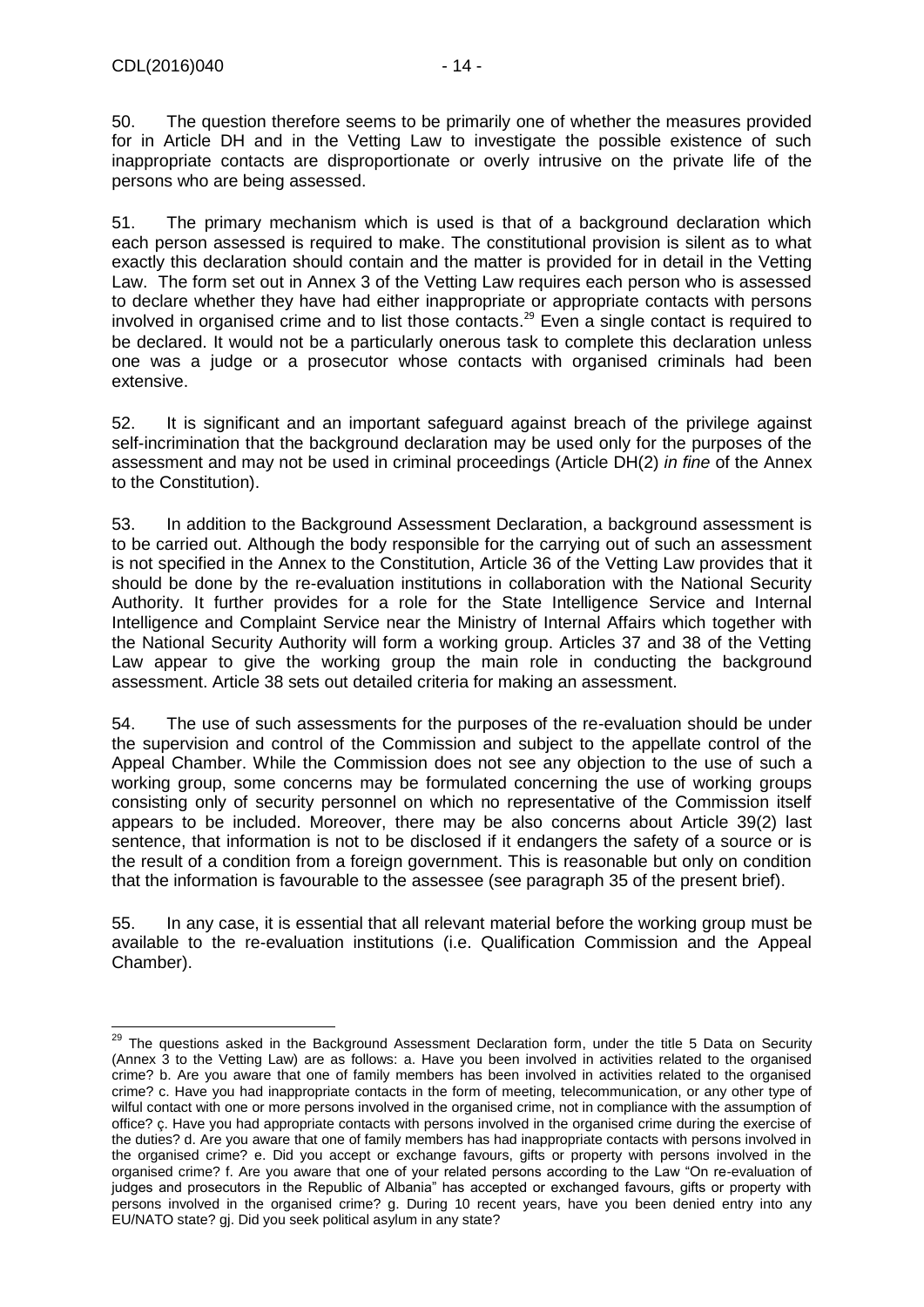50. The question therefore seems to be primarily one of whether the measures provided for in Article DH and in the Vetting Law to investigate the possible existence of such inappropriate contacts are disproportionate or overly intrusive on the private life of the persons who are being assessed.

51. The primary mechanism which is used is that of a background declaration which each person assessed is required to make. The constitutional provision is silent as to what exactly this declaration should contain and the matter is provided for in detail in the Vetting Law. The form set out in Annex 3 of the Vetting Law requires each person who is assessed to declare whether they have had either inappropriate or appropriate contacts with persons involved in organised crime and to list those contacts.[29] Even a single contact is required to be declared. It would not be a particularly onerous task to complete this declaration unless one was a judge or a prosecutor whose contacts with organised criminals had been extensive.

52. It is significant and an important safeguard against breach of the privilege against self-incrimination that the background declaration may be used only for the purposes of the assessment and may not be used in criminal proceedings (Article DH(2) *in fine* of the Annex to the Constitution).

53. In addition to the Background Assessment Declaration, a background assessment is to be carried out. Although the body responsible for the carrying out of such an assessment is not specified in the Annex to the Constitution, Article 36 of the Vetting Law provides that it should be done by the re-evaluation institutions in collaboration with the National Security Authority. It further provides for a role for the State Intelligence Service and Internal Intelligence and Complaint Service near the Ministry of Internal Affairs which together with the National Security Authority will form a working group. Articles 37 and 38 of the Vetting Law appear to give the working group the main role in conducting the background assessment. Article 38 sets out detailed criteria for making an assessment.

54. The use of such assessments for the purposes of the re-evaluation should be under the supervision and control of the Commission and subject to the appellate control of the Appeal Chamber. While the Commission does not see any objection to the use of such a working group, some concerns may be formulated concerning the use of working groups consisting only of security personnel on which no representative of the Commission itself appears to be included. Moreover, there may be also concerns about Article 39(2) last sentence, that information is not to be disclosed if it endangers the safety of a source or is the result of a condition from a foreign government. This is reasonable but only on condition that the information is favourable to the assessee (see paragraph 35 of the present brief).

55. In any case, it is essential that all relevant material before the working group must be available to the re-evaluation institutions (i.e. Qualification Commission and the Appeal Chamber).

---

[29] The questions asked in the Background Assessment Declaration form, under the title 5 Data on Security (Annex 3 to the Vetting Law) are as follows: a. Have you been involved in activities related to the organised crime? b. Are you aware that one of family members has been involved in activities related to the organised crime? c. Have you had inappropriate contacts in the form of meeting, telecommunication, or any other type of wilful contact with one or more persons involved in the organised crime, not in compliance with the assumption of office? ç. Have you had appropriate contacts with persons involved in the organised crime during the exercise of the duties? d. Are you aware that one of family members has had inappropriate contacts with persons involved in the organised crime? e. Did you accept or exchange favours, gifts or property with persons involved in the organised crime? f. Are you aware that one of your related persons according to the Law "On re-evaluation of judges and prosecutors in the Republic of Albania" has accepted or exchanged favours, gifts or property with persons involved in the organised crime? g. During 10 recent years, have you been denied entry into any EU/NATO state? gj. Did you seek political asylum in any state?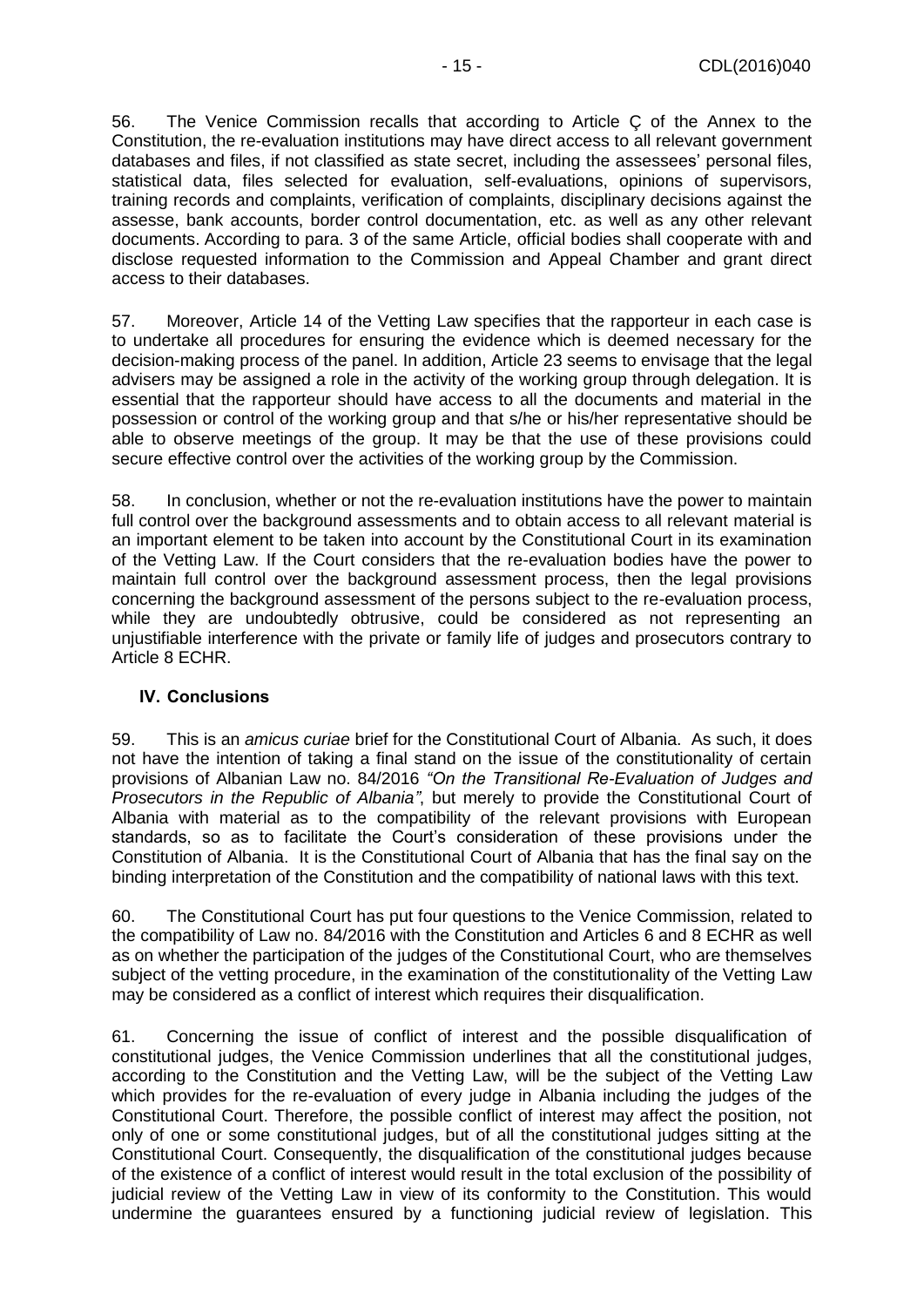56. The Venice Commission recalls that according to Article Ç of the Annex to the Constitution, the re-evaluation institutions may have direct access to all relevant government databases and files, if not classified as state secret, including the assessees' personal files, statistical data, files selected for evaluation, self-evaluations, opinions of supervisors, training records and complaints, verification of complaints, disciplinary decisions against the assesse, bank accounts, border control documentation, etc. as well as any other relevant documents. According to para. 3 of the same Article, official bodies shall cooperate with and disclose requested information to the Commission and Appeal Chamber and grant direct access to their databases.

57. Moreover, Article 14 of the Vetting Law specifies that the rapporteur in each case is to undertake all procedures for ensuring the evidence which is deemed necessary for the decision-making process of the panel. In addition, Article 23 seems to envisage that the legal advisers may be assigned a role in the activity of the working group through delegation. It is essential that the rapporteur should have access to all the documents and material in the possession or control of the working group and that s/he or his/her representative should be able to observe meetings of the group. It may be that the use of these provisions could secure effective control over the activities of the working group by the Commission.

58. In conclusion, whether or not the re-evaluation institutions have the power to maintain full control over the background assessments and to obtain access to all relevant material is an important element to be taken into account by the Constitutional Court in its examination of the Vetting Law. If the Court considers that the re-evaluation bodies have the power to maintain full control over the background assessment process, then the legal provisions concerning the background assessment of the persons subject to the re-evaluation process, while they are undoubtedly obtrusive, could be considered as not representing an unjustifiable interference with the private or family life of judges and prosecutors contrary to Article 8 ECHR.

## IV. Conclusions

59. This is an *amicus curiae* brief for the Constitutional Court of Albania. As such, it does not have the intention of taking a final stand on the issue of the constitutionality of certain provisions of Albanian Law no. 84/2016 *"On the Transitional Re-Evaluation of Judges and Prosecutors in the Republic of Albania"*, but merely to provide the Constitutional Court of Albania with material as to the compatibility of the relevant provisions with European standards, so as to facilitate the Court's consideration of these provisions under the Constitution of Albania. It is the Constitutional Court of Albania that has the final say on the binding interpretation of the Constitution and the compatibility of national laws with this text.

60. The Constitutional Court has put four questions to the Venice Commission, related to the compatibility of Law no. 84/2016 with the Constitution and Articles 6 and 8 ECHR as well as on whether the participation of the judges of the Constitutional Court, who are themselves subject of the vetting procedure, in the examination of the constitutionality of the Vetting Law may be considered as a conflict of interest which requires their disqualification.

61. Concerning the issue of conflict of interest and the possible disqualification of constitutional judges, the Venice Commission underlines that all the constitutional judges, according to the Constitution and the Vetting Law, will be the subject of the Vetting Law which provides for the re-evaluation of every judge in Albania including the judges of the Constitutional Court. Therefore, the possible conflict of interest may affect the position, not only of one or some constitutional judges, but of all the constitutional judges sitting at the Constitutional Court. Consequently, the disqualification of the constitutional judges because of the existence of a conflict of interest would result in the total exclusion of the possibility of judicial review of the Vetting Law in view of its conformity to the Constitution. This would undermine the guarantees ensured by a functioning judicial review of legislation. This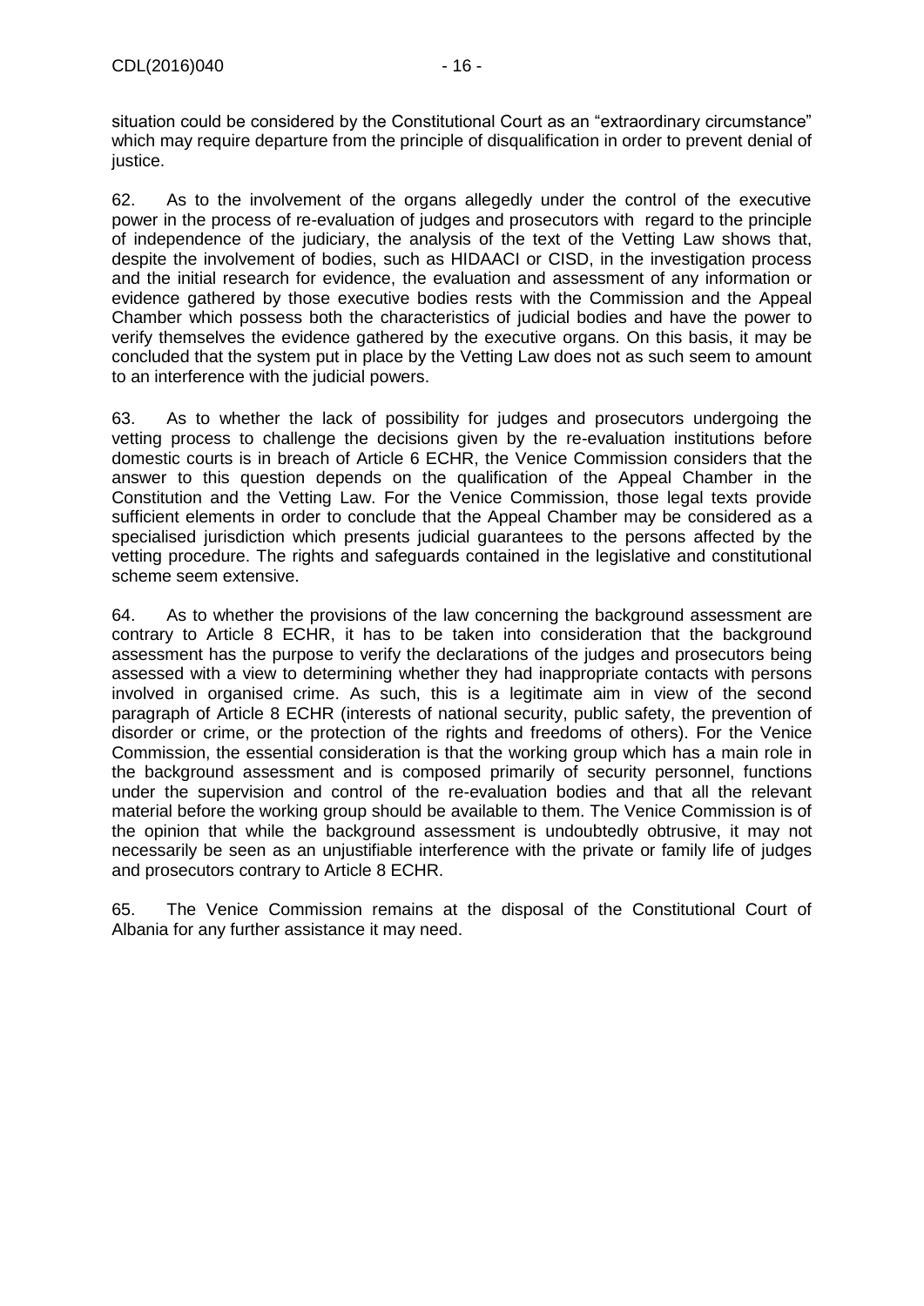situation could be considered by the Constitutional Court as an "extraordinary circumstance" which may require departure from the principle of disqualification in order to prevent denial of justice.

62. As to the involvement of the organs allegedly under the control of the executive power in the process of re-evaluation of judges and prosecutors with regard to the principle of independence of the judiciary, the analysis of the text of the Vetting Law shows that, despite the involvement of bodies, such as HIDAACI or CISD, in the investigation process and the initial research for evidence, the evaluation and assessment of any information or evidence gathered by those executive bodies rests with the Commission and the Appeal Chamber which possess both the characteristics of judicial bodies and have the power to verify themselves the evidence gathered by the executive organs. On this basis, it may be concluded that the system put in place by the Vetting Law does not as such seem to amount to an interference with the judicial powers.

63. As to whether the lack of possibility for judges and prosecutors undergoing the vetting process to challenge the decisions given by the re-evaluation institutions before domestic courts is in breach of Article 6 ECHR, the Venice Commission considers that the answer to this question depends on the qualification of the Appeal Chamber in the Constitution and the Vetting Law. For the Venice Commission, those legal texts provide sufficient elements in order to conclude that the Appeal Chamber may be considered as a specialised jurisdiction which presents judicial guarantees to the persons affected by the vetting procedure. The rights and safeguards contained in the legislative and constitutional scheme seem extensive.

64. As to whether the provisions of the law concerning the background assessment are contrary to Article 8 ECHR, it has to be taken into consideration that the background assessment has the purpose to verify the declarations of the judges and prosecutors being assessed with a view to determining whether they had inappropriate contacts with persons involved in organised crime. As such, this is a legitimate aim in view of the second paragraph of Article 8 ECHR (interests of national security, public safety, the prevention of disorder or crime, or the protection of the rights and freedoms of others). For the Venice Commission, the essential consideration is that the working group which has a main role in the background assessment and is composed primarily of security personnel, functions under the supervision and control of the re-evaluation bodies and that all the relevant material before the working group should be available to them. The Venice Commission is of the opinion that while the background assessment is undoubtedly obtrusive, it may not necessarily be seen as an unjustifiable interference with the private or family life of judges and prosecutors contrary to Article 8 ECHR.

65. The Venice Commission remains at the disposal of the Constitutional Court of Albania for any further assistance it may need.